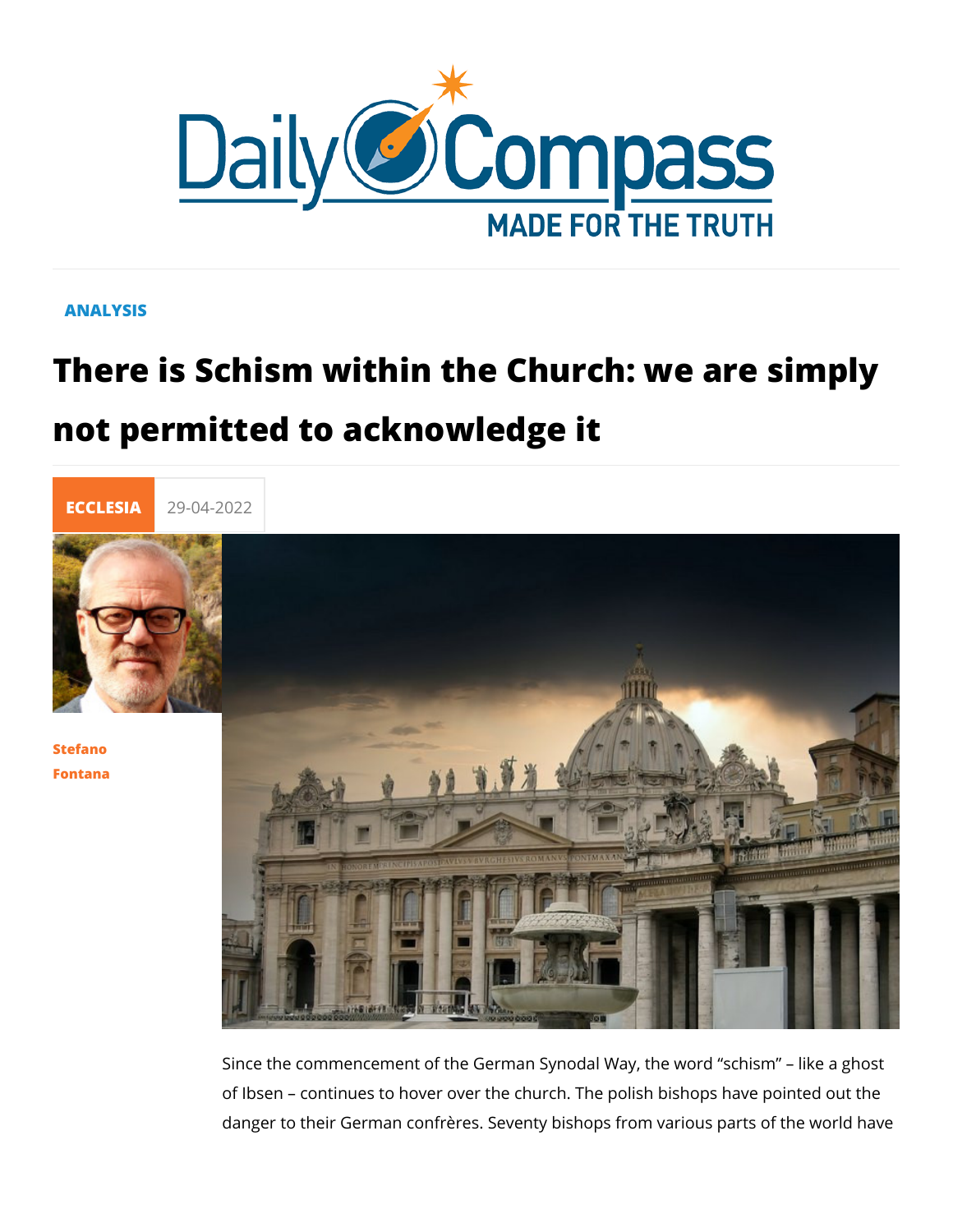ANALYSIS

# There is Schism within the Church: we are simply not permitted to acknowledge it

ECCLESIA 29-04-2022

Stefano Fontana

Since the commencement of the German Synodal Way, the word "schism" – like a ghost of Ibsen – continues to hover over the church. The polish bishops have pointed out the danger to their German confrères. Seventy bishops from various parts of the world have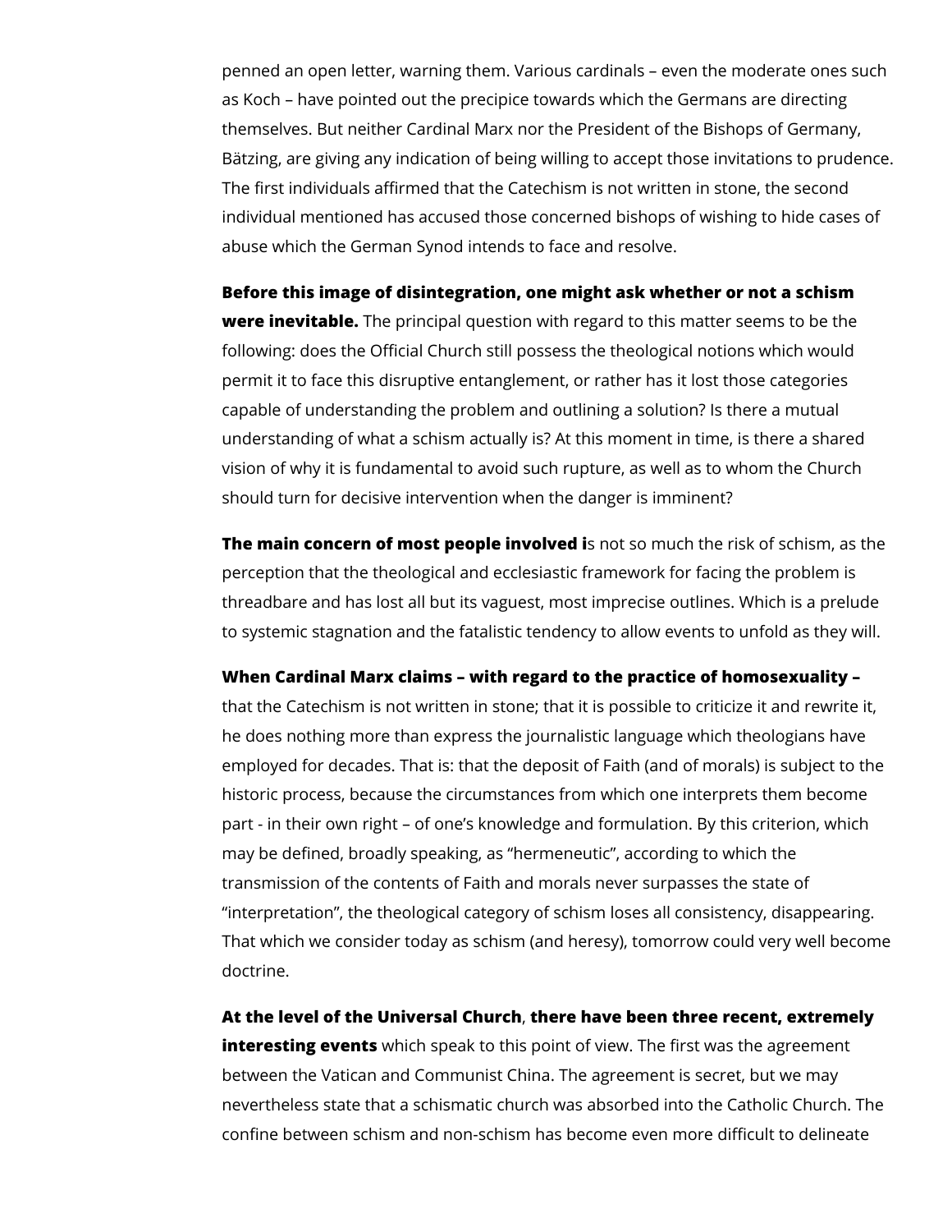penned an open letter, warning them. Various cardinals – even the moderate ones such as Koch – have pointed out the precipice towards which the Germans are directing themselves. But neither Cardinal Marx nor the President of the Bishops of Germany, Bätzing, are giving any indication of being willing to accept those invitations to prudence. The first individuals affirmed that the Catechism is not written in stone, the second individual mentioned has accused those concerned bishops of wishing to hide cases of abuse which the German Synod intends to face and resolve.

**Before this image of disintegration, one might ask whether or not a schism were inevitable.** The principal question with regard to this matter seems to be the following: does the Official Church still possess the theological notions which would permit it to face this disruptive entanglement, or rather has it lost those categories capable of understanding the problem and outlining a solution? Is there a mutual understanding of what a schism actually is? At this moment in time, is there a shared vision of why it is fundamental to avoid such rupture, as well as to whom the Church should turn for decisive intervention when the danger is imminent?

**The main concern of most people involved i**s not so much the risk of schism, as the perception that the theological and ecclesiastic framework for facing the problem is threadbare and has lost all but its vaguest, most imprecise outlines. Which is a prelude to systemic stagnation and the fatalistic tendency to allow events to unfold as they will.

**When Cardinal Marx claims – with regard to the practice of homosexuality –** that the Catechism is not written in stone; that it is possible to criticize it and rewrite it, he does nothing more than express the journalistic language which theologians have employed for decades. That is: that the deposit of Faith (and of morals) is subject to the historic process, because the circumstances from which one interprets them become part - in their own right – of one's knowledge and formulation. By this criterion, which may be defined, broadly speaking, as "hermeneutic", according to which the transmission of the contents of Faith and morals never surpasses the state of "interpretation", the theological category of schism loses all consistency, disappearing. That which we consider today as schism (and heresy), tomorrow could very well become doctrine.

**At the level of the Universal Church**, **there have been three recent, extremely interesting events** which speak to this point of view. The first was the agreement between the Vatican and Communist China. The agreement is secret, but we may nevertheless state that a schismatic church was absorbed into the Catholic Church. The confine between schism and non-schism has become even more difficult to delineate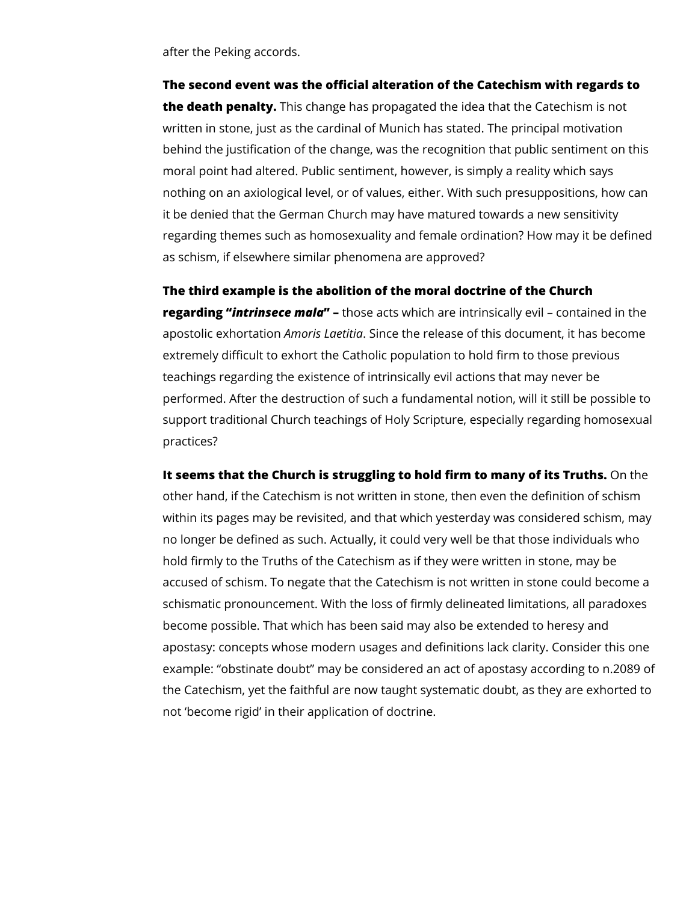after the Peking accords.

**The second event was the official alteration of the Catechism with regards to the death penalty.** This change has propagated the idea that the Catechism is not written in stone, just as the cardinal of Munich has stated. The principal motivation behind the justification of the change, was the recognition that public sentiment on this moral point had altered. Public sentiment, however, is simply a reality which says nothing on an axiological level, or of values, either. With such presuppositions, how can it be denied that the German Church may have matured towards a new sensitivity regarding themes such as homosexuality and female ordination? How may it be defined as schism, if elsewhere similar phenomena are approved?

**The third example is the abolition of the moral doctrine of the Church regarding "*intrinsece mala*" –** those acts which are intrinsically evil – contained in the apostolic exhortation *Amoris Laetitia*. Since the release of this document, it has become extremely difficult to exhort the Catholic population to hold firm to those previous teachings regarding the existence of intrinsically evil actions that may never be performed. After the destruction of such a fundamental notion, will it still be possible to support traditional Church teachings of Holy Scripture, especially regarding homosexual practices?

**It seems that the Church is struggling to hold firm to many of its Truths.** On the other hand, if the Catechism is not written in stone, then even the definition of schism within its pages may be revisited, and that which yesterday was considered schism, may no longer be defined as such. Actually, it could very well be that those individuals who hold firmly to the Truths of the Catechism as if they were written in stone, may be accused of schism. To negate that the Catechism is not written in stone could become a schismatic pronouncement. With the loss of firmly delineated limitations, all paradoxes become possible. That which has been said may also be extended to heresy and apostasy: concepts whose modern usages and definitions lack clarity. Consider this one example: "obstinate doubt" may be considered an act of apostasy according to n.2089 of the Catechism, yet the faithful are now taught systematic doubt, as they are exhorted to not 'become rigid' in their application of doctrine.